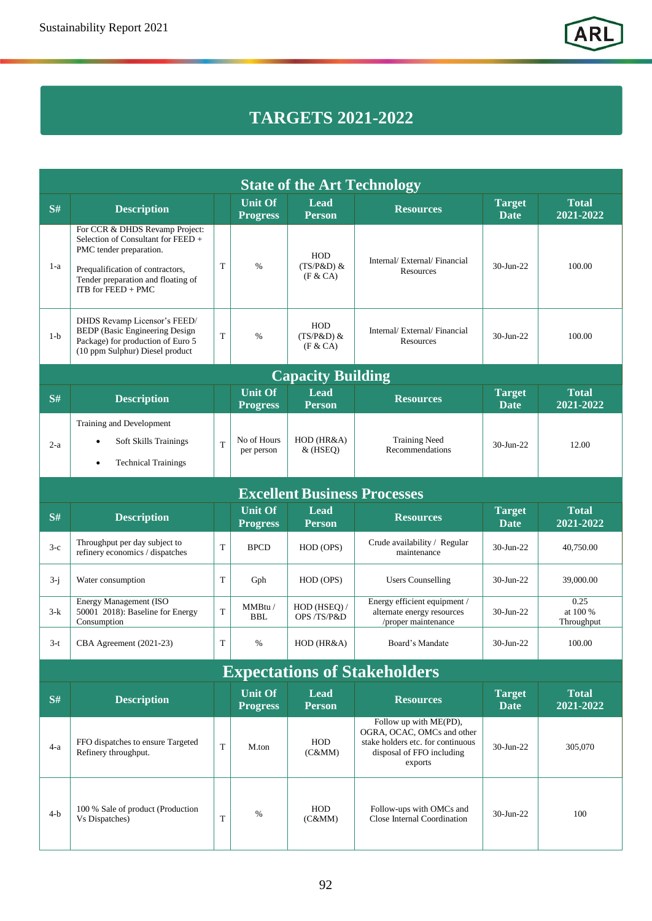# TARGETS 2021-2022

## State of the Art Technology

| S# | Description | | Unit Of Progress | Lead Person | Resources | Target Date | Total 2021-2022 |
|---|---|---|---|---|---|---|---|
| 1-a | For CCR & DHDS Revamp Project: Selection of Consultant for FEED + PMC tender preparation.<br><br>Prequalification of contractors, Tender preparation and floating of ITB for FEED + PMC | T | % | HOD (TS/P&D) & (F & CA) | Internal/ External/ Financial Resources | 30-Jun-22 | 100.00 |
| 1-b | DHDS Revamp Licensor's FEED/ BEDP (Basic Engineering Design Package) for production of Euro 5 (10 ppm Sulphur) Diesel product | T | % | HOD (TS/P&D) & (F & CA) | Internal/ External/ Financial Resources | 30-Jun-22 | 100.00 |

## Capacity Building

| S# | Description | | Unit Of Progress | Lead Person | Resources | Target Date | Total 2021-2022 |
|---|---|---|---|---|---|---|---|
| 2-a | Training and Development<br>• Soft Skills Trainings<br>• Technical Trainings | T | No of Hours per person | HOD (HR&A) & (HSEQ) | Training Need Recommendations | 30-Jun-22 | 12.00 |

## Excellent Business Processes

| S# | Description | | Unit Of Progress | Lead Person | Resources | Target Date | Total 2021-2022 |
|---|---|---|---|---|---|---|---|
| 3-c | Throughput per day subject to refinery economics / dispatches | T | BPCD | HOD (OPS) | Crude availability / Regular maintenance | 30-Jun-22 | 40,750.00 |
| 3-j | Water consumption | T | Gph | HOD (OPS) | Users Counselling | 30-Jun-22 | 39,000.00 |
| 3-k | Energy Management (ISO 50001 2018): Baseline for Energy Consumption | T | MMBtu / BBL | HOD (HSEQ) / OPS /TS/P&D | Energy efficient equipment / alternate energy resources /proper maintenance | 30-Jun-22 | 0.25 at 100 % Throughput |
| 3-t | CBA Agreement (2021-23) | T | % | HOD (HR&A) | Board's Mandate | 30-Jun-22 | 100.00 |

## Expectations of Stakeholders

| S# | Description | | Unit Of Progress | Lead Person | Resources | Target Date | Total 2021-2022 |
|---|---|---|---|---|---|---|---|
| 4-a | FFO dispatches to ensure Targeted Refinery throughput. | T | M.ton | HOD (C&MM) | Follow up with ME(PD), OGRA, OCAC, OMCs and other stake holders etc. for continuous disposal of FFO including exports | 30-Jun-22 | 305,070 |
| 4-b | 100 % Sale of product (Production Vs Dispatches) | T | % | HOD (C&MM) | Follow-ups with OMCs and Close Internal Coordination | 30-Jun-22 | 100 |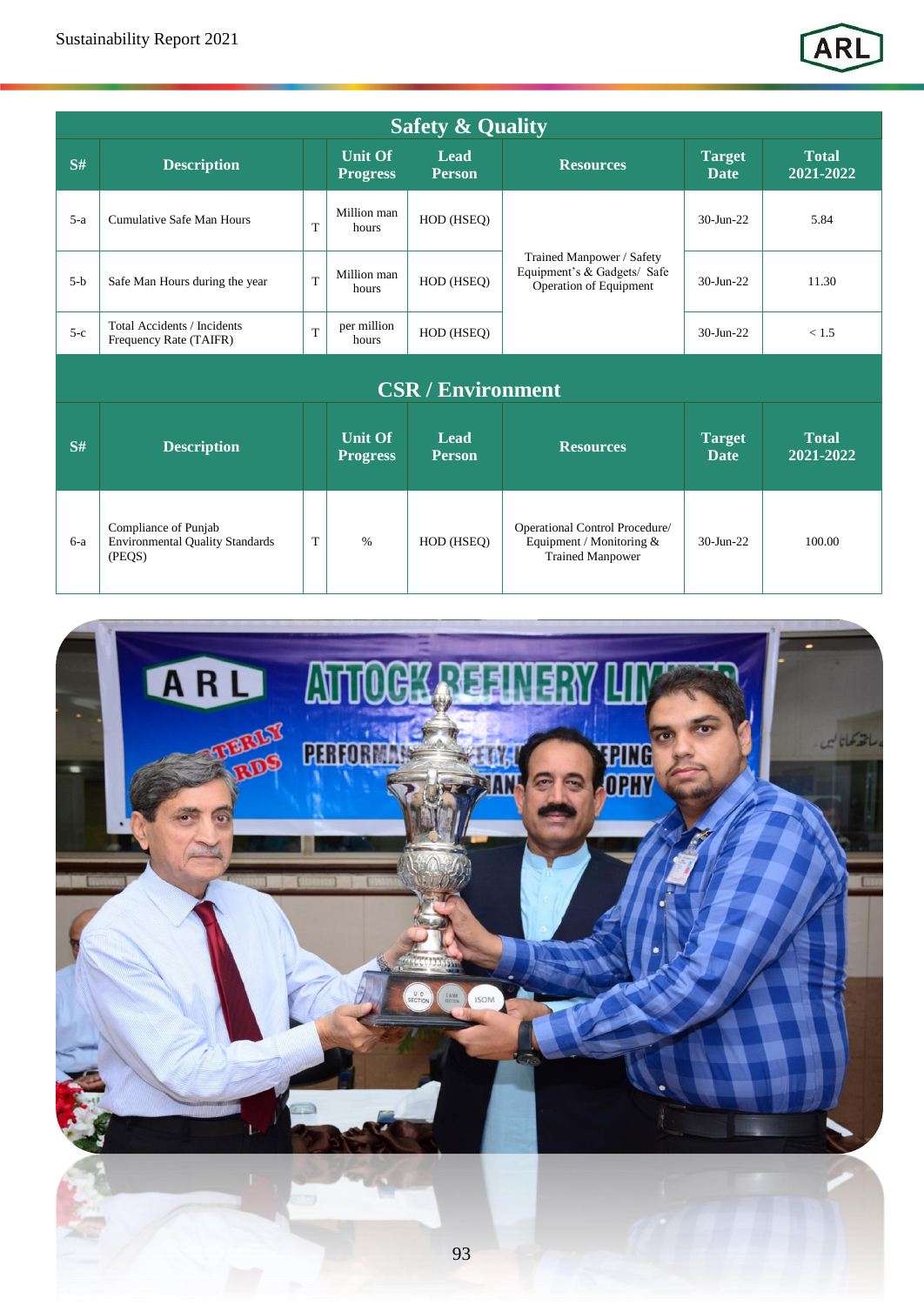## Safety & Quality

| S# | Description | | Unit Of Progress | Lead Person | Resources | Target Date | Total 2021-2022 |
|---|---|---|---|---|---|---|---|
| 5-a | Cumulative Safe Man Hours | T | Million man hours | HOD (HSEQ) | Trained Manpower / Safety Equipment's & Gadgets/ Safe Operation of Equipment | 30-Jun-22 | 5.84 |
| 5-b | Safe Man Hours during the year | T | Million man hours | HOD (HSEQ) | | 30-Jun-22 | 11.30 |
| 5-c | Total Accidents / Incidents Frequency Rate (TAIFR) | T | per million hours | HOD (HSEQ) | | 30-Jun-22 | < 1.5 |

## CSR / Environment

| S# | Description | | Unit Of Progress | Lead Person | Resources | Target Date | Total 2021-2022 |
|---|---|---|---|---|---|---|---|
| 6-a | Compliance of Punjab Environmental Quality Standards (PEQS) | T | % | HOD (HSEQ) | Operational Control Procedure/ Equipment / Monitoring & Trained Manpower | 30-Jun-22 | 100.00 |